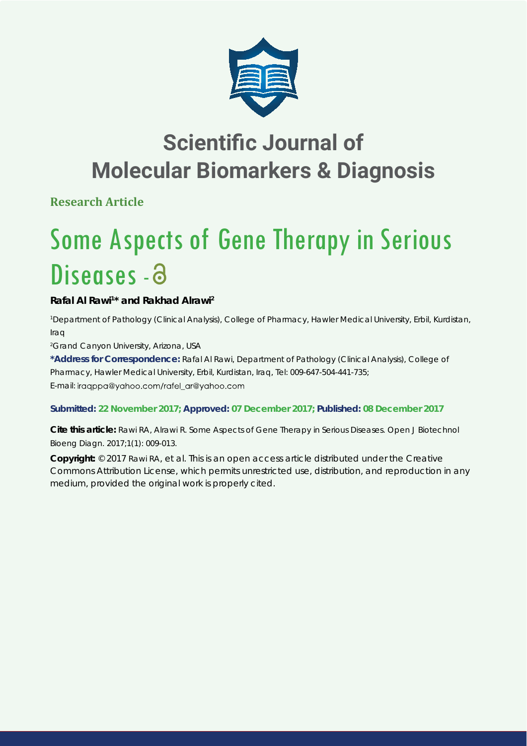# Scientific Journal of Molecular Biomarkers & Diagnosis

**Research Article**

# Some Aspects of Gene Therapy in Serious Diseases

**Rafal Al Rawi[1]* and Rakhad Alrawi[2]**

[1]Department of Pathology (Clinical Analysis), College of Pharmacy, Hawler Medical University, Erbil, Kurdistan, Iraq

[2]Grand Canyon University, Arizona, USA

***Address for Correspondence:** Rafal Al Rawi, Department of Pathology (Clinical Analysis), College of Pharmacy, Hawler Medical University, Erbil, Kurdistan, Iraq, Tel: 009-647-504-441-735; E-mail: iraqppa@yahoo.com/rafel_ar@yahoo.com

**Submitted: 22 November 2017; Approved: 07 December 2017; Published: 08 December 2017**

**Cite this article:** Rawi RA, Alrawi R. Some Aspects of Gene Therapy in Serious Diseases. Open J Biotechnol Bioeng Diagn. 2017;1(1): 009-013.

**Copyright:** © 2017 Rawi RA, et al. This is an open access article distributed under the Creative Commons Attribution License, which permits unrestricted use, distribution, and reproduction in any medium, provided the original work is properly cited.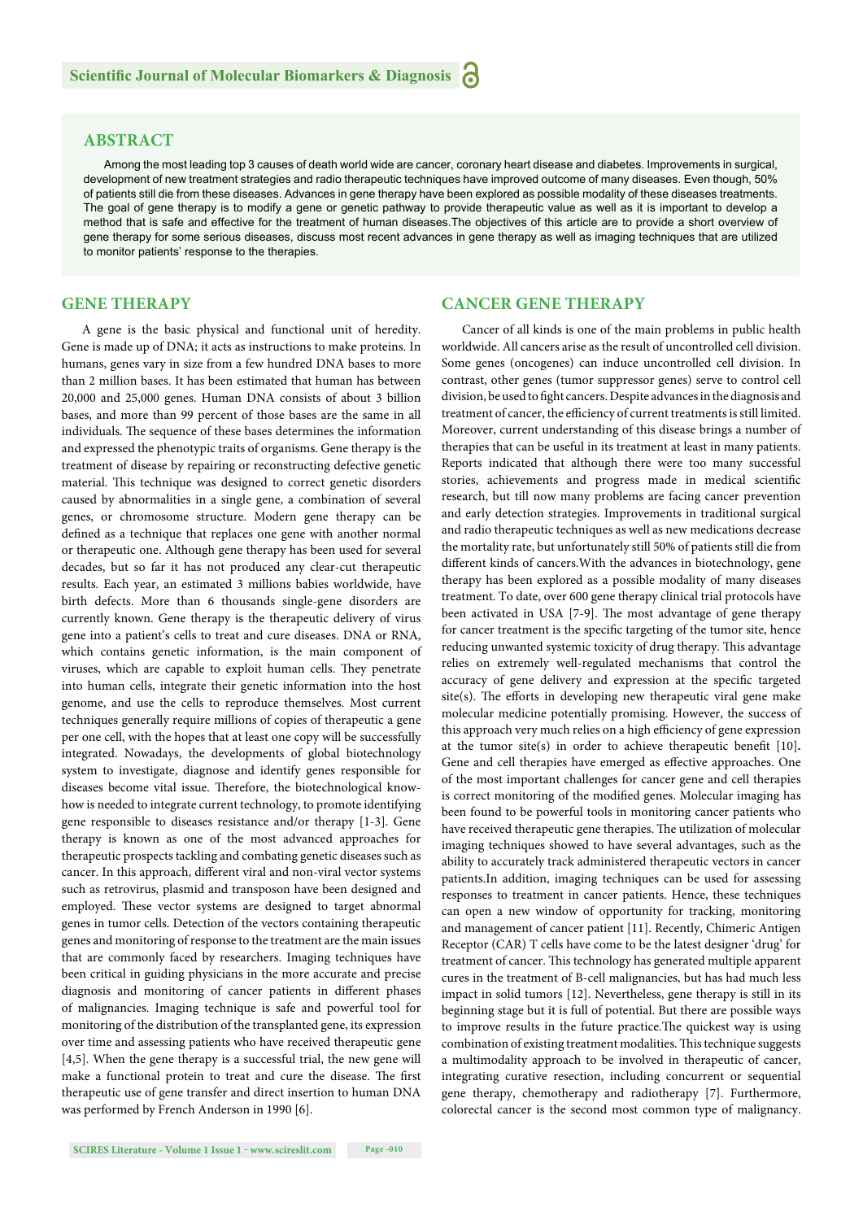## ABSTRACT

Among the most leading top 3 causes of death world wide are cancer, coronary heart disease and diabetes. Improvements in surgical, development of new treatment strategies and radio therapeutic techniques have improved outcome of many diseases. Even though, 50% of patients still die from these diseases. Advances in gene therapy have been explored as possible modality of these diseases treatments. The goal of gene therapy is to modify a gene or genetic pathway to provide therapeutic value as well as it is important to develop a method that is safe and effective for the treatment of human diseases.The objectives of this article are to provide a short overview of gene therapy for some serious diseases, discuss most recent advances in gene therapy as well as imaging techniques that are utilized to monitor patients' response to the therapies.

## GENE THERAPY

A gene is the basic physical and functional unit of heredity. Gene is made up of DNA; it acts as instructions to make proteins. In humans, genes vary in size from a few hundred DNA bases to more than 2 million bases. It has been estimated that human has between 20,000 and 25,000 genes. Human DNA consists of about 3 billion bases, and more than 99 percent of those bases are the same in all individuals. The sequence of these bases determines the information and expressed the phenotypic traits of organisms. Gene therapy is the treatment of disease by repairing or reconstructing defective genetic material. This technique was designed to correct genetic disorders caused by abnormalities in a single gene, a combination of several genes, or chromosome structure. Modern gene therapy can be defined as a technique that replaces one gene with another normal or therapeutic one. Although gene therapy has been used for several decades, but so far it has not produced any clear-cut therapeutic results. Each year, an estimated 3 millions babies worldwide, have birth defects. More than 6 thousands single-gene disorders are currently known. Gene therapy is the therapeutic delivery of virus gene into a patient's cells to treat and cure diseases. DNA or RNA, which contains genetic information, is the main component of viruses, which are capable to exploit human cells. They penetrate into human cells, integrate their genetic information into the host genome, and use the cells to reproduce themselves. Most current techniques generally require millions of copies of therapeutic a gene per one cell, with the hopes that at least one copy will be successfully integrated. Nowadays, the developments of global biotechnology system to investigate, diagnose and identify genes responsible for diseases become vital issue. Therefore, the biotechnological know-how is needed to integrate current technology, to promote identifying gene responsible to diseases resistance and/or therapy [1-3]. Gene therapy is known as one of the most advanced approaches for therapeutic prospects tackling and combating genetic diseases such as cancer. In this approach, different viral and non-viral vector systems such as retrovirus, plasmid and transposon have been designed and employed. These vector systems are designed to target abnormal genes in tumor cells. Detection of the vectors containing therapeutic genes and monitoring of response to the treatment are the main issues that are commonly faced by researchers. Imaging techniques have been critical in guiding physicians in the more accurate and precise diagnosis and monitoring of cancer patients in different phases of malignancies. Imaging technique is safe and powerful tool for monitoring of the distribution of the transplanted gene, its expression over time and assessing patients who have received therapeutic gene [4,5]. When the gene therapy is a successful trial, the new gene will make a functional protein to treat and cure the disease. The first therapeutic use of gene transfer and direct insertion to human DNA was performed by French Anderson in 1990 [6].

## CANCER GENE THERAPY

Cancer of all kinds is one of the main problems in public health worldwide. All cancers arise as the result of uncontrolled cell division. Some genes (oncogenes) can induce uncontrolled cell division. In contrast, other genes (tumor suppressor genes) serve to control cell division, be used to fight cancers. Despite advances in the diagnosis and treatment of cancer, the efficiency of current treatments is still limited. Moreover, current understanding of this disease brings a number of therapies that can be useful in its treatment at least in many patients. Reports indicated that although there were too many successful stories, achievements and progress made in medical scientific research, but till now many problems are facing cancer prevention and early detection strategies. Improvements in traditional surgical and radio therapeutic techniques as well as new medications decrease the mortality rate, but unfortunately still 50% of patients still die from different kinds of cancers.With the advances in biotechnology, gene therapy has been explored as a possible modality of many diseases treatment. To date, over 600 gene therapy clinical trial protocols have been activated in USA [7-9]. The most advantage of gene therapy for cancer treatment is the specific targeting of the tumor site, hence reducing unwanted systemic toxicity of drug therapy. This advantage relies on extremely well-regulated mechanisms that control the accuracy of gene delivery and expression at the specific targeted site(s). The efforts in developing new therapeutic viral gene make molecular medicine potentially promising. However, the success of this approach very much relies on a high efficiency of gene expression at the tumor site(s) in order to achieve therapeutic benefit [10]**.** Gene and cell therapies have emerged as effective approaches. One of the most important challenges for cancer gene and cell therapies is correct monitoring of the modified genes. Molecular imaging has been found to be powerful tools in monitoring cancer patients who have received therapeutic gene therapies. The utilization of molecular imaging techniques showed to have several advantages, such as the ability to accurately track administered therapeutic vectors in cancer patients.In addition, imaging techniques can be used for assessing responses to treatment in cancer patients. Hence, these techniques can open a new window of opportunity for tracking, monitoring and management of cancer patient [11]. Recently, Chimeric Antigen Receptor (CAR) T cells have come to be the latest designer 'drug' for treatment of cancer. This technology has generated multiple apparent cures in the treatment of B-cell malignancies, but has had much less impact in solid tumors [12]. Nevertheless, gene therapy is still in its beginning stage but it is full of potential. But there are possible ways to improve results in the future practice.The quickest way is using combination of existing treatment modalities. This technique suggests a multimodality approach to be involved in therapeutic of cancer, integrating curative resection, including concurrent or sequential gene therapy, chemotherapy and radiotherapy [7]. Furthermore, colorectal cancer is the second most common type of malignancy.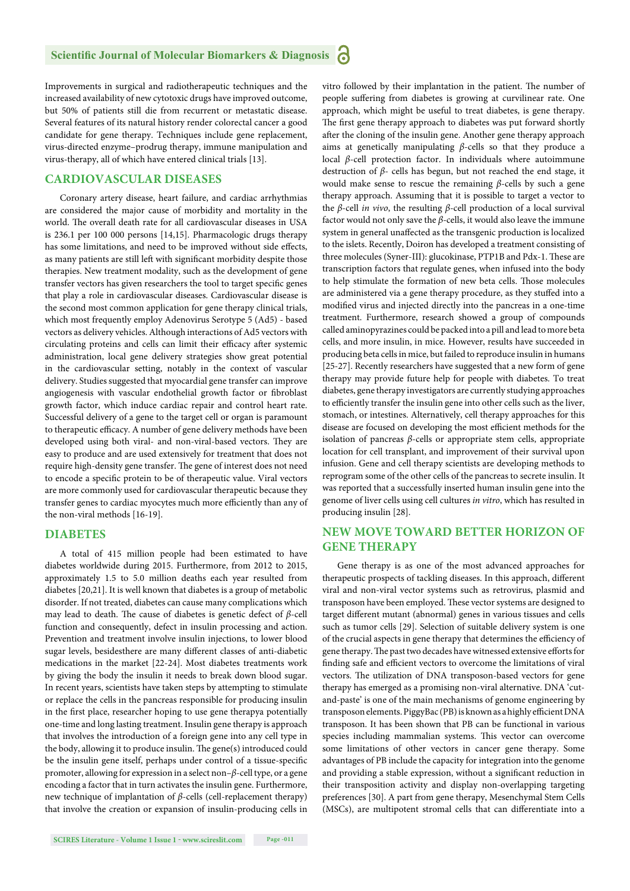Improvements in surgical and radiotherapeutic techniques and the increased availability of new cytotoxic drugs have improved outcome, but 50% of patients still die from recurrent or metastatic disease. Several features of its natural history render colorectal cancer a good candidate for gene therapy. Techniques include gene replacement, virus-directed enzyme–prodrug therapy, immune manipulation and virus-therapy, all of which have entered clinical trials [13].

## CARDIOVASCULAR DISEASES

Coronary artery disease, heart failure, and cardiac arrhythmias are considered the major cause of morbidity and mortality in the world. The overall death rate for all cardiovascular diseases in USA is 236.1 per 100 000 persons [14,15]. Pharmacologic drugs therapy has some limitations, and need to be improved without side effects, as many patients are still left with significant morbidity despite those therapies. New treatment modality, such as the development of gene transfer vectors has given researchers the tool to target specific genes that play a role in cardiovascular diseases. Cardiovascular disease is the second most common application for gene therapy clinical trials, which most frequently employ Adenovirus Serotype 5 (Ad5) - based vectors as delivery vehicles. Although interactions of Ad5 vectors with circulating proteins and cells can limit their efficacy after systemic administration, local gene delivery strategies show great potential in the cardiovascular setting, notably in the context of vascular delivery. Studies suggested that myocardial gene transfer can improve angiogenesis with vascular endothelial growth factor or fibroblast growth factor, which induce cardiac repair and control heart rate. Successful delivery of a gene to the target cell or organ is paramount to therapeutic efficacy. A number of gene delivery methods have been developed using both viral- and non-viral-based vectors. They are easy to produce and are used extensively for treatment that does not require high-density gene transfer. The gene of interest does not need to encode a specific protein to be of therapeutic value. Viral vectors are more commonly used for cardiovascular therapeutic because they transfer genes to cardiac myocytes much more efficiently than any of the non-viral methods [16-19].

## DIABETES

A total of 415 million people had been estimated to have diabetes worldwide during 2015. Furthermore, from 2012 to 2015, approximately 1.5 to 5.0 million deaths each year resulted from diabetes [20,21]. It is well known that diabetes is a group of metabolic disorder. If not treated, diabetes can cause many complications which may lead to death. The cause of diabetes is genetic defect of $\beta$-cell function and consequently, defect in insulin processing and action. Prevention and treatment involve insulin injections, to lower blood sugar levels, besidesthere are many different classes of anti-diabetic medications in the market [22-24]. Most diabetes treatments work by giving the body the insulin it needs to break down blood sugar. In recent years, scientists have taken steps by attempting to stimulate or replace the cells in the pancreas responsible for producing insulin in the first place, researcher hoping to use gene therapya potentially one-time and long lasting treatment. Insulin gene therapy is approach that involves the introduction of a foreign gene into any cell type in the body, allowing it to produce insulin. The gene(s) introduced could be the insulin gene itself, perhaps under control of a tissue-specific promoter, allowing for expression in a select non–$\beta$-cell type, or a gene encoding a factor that in turn activates the insulin gene. Furthermore, new technique of implantation of $\beta$-cells (cell-replacement therapy) that involve the creation or expansion of insulin-producing cells in vitro followed by their implantation in the patient. The number of people suffering from diabetes is growing at curvilinear rate. One approach, which might be useful to treat diabetes, is gene therapy. The first gene therapy approach to diabetes was put forward shortly after the cloning of the insulin gene. Another gene therapy approach aims at genetically manipulating $\beta$-cells so that they produce a local $\beta$-cell protection factor. In individuals where autoimmune destruction of $\beta$- cells has begun, but not reached the end stage, it would make sense to rescue the remaining $\beta$-cells by such a gene therapy approach. Assuming that it is possible to target a vector to the $\beta$-cell *in vivo*, the resulting $\beta$-cell production of a local survival factor would not only save the $\beta$-cells, it would also leave the immune system in general unaffected as the transgenic production is localized to the islets. Recently, Doiron has developed a treatment consisting of three molecules (Syner-III): glucokinase, PTP1B and Pdx-1. These are transcription factors that regulate genes, when infused into the body to help stimulate the formation of new beta cells. Those molecules are administered via a gene therapy procedure, as they stuffed into a modified virus and injected directly into the pancreas in a one-time treatment. Furthermore, research showed a group of compounds called aminopyrazines could be packed into a pill and lead to more beta cells, and more insulin, in mice. However, results have succeeded in producing beta cells in mice, but failed to reproduce insulin in humans [25-27]. Recently researchers have suggested that a new form of gene therapy may provide future help for people with diabetes. To treat diabetes, gene therapy investigators are currently studying approaches to efficiently transfer the insulin gene into other cells such as the liver, stomach, or intestines. Alternatively, cell therapy approaches for this disease are focused on developing the most efficient methods for the isolation of pancreas $\beta$-cells or appropriate stem cells, appropriate location for cell transplant, and improvement of their survival upon infusion. Gene and cell therapy scientists are developing methods to reprogram some of the other cells of the pancreas to secrete insulin. It was reported that a successfully inserted human insulin gene into the genome of liver cells using cell cultures *in vitro*, which has resulted in producing insulin [28].

## NEW MOVE TOWARD BETTER HORIZON OF GENE THERAPY

Gene therapy is as one of the most advanced approaches for therapeutic prospects of tackling diseases. In this approach, different viral and non-viral vector systems such as retrovirus, plasmid and transposon have been employed. These vector systems are designed to target different mutant (abnormal) genes in various tissues and cells such as tumor cells [29]. Selection of suitable delivery system is one of the crucial aspects in gene therapy that determines the efficiency of gene therapy. The past two decades have witnessed extensive efforts for finding safe and efficient vectors to overcome the limitations of viral vectors. The utilization of DNA transposon-based vectors for gene therapy has emerged as a promising non-viral alternative. DNA 'cut-and-paste' is one of the main mechanisms of genome engineering by transposon elements. PiggyBac (PB) is known as a highly efficient DNA transposon. It has been shown that PB can be functional in various species including mammalian systems. This vector can overcome some limitations of other vectors in cancer gene therapy. Some advantages of PB include the capacity for integration into the genome and providing a stable expression, without a significant reduction in their transposition activity and display non-overlapping targeting preferences [30]. A part from gene therapy, Mesenchymal Stem Cells (MSCs), are multipotent stromal cells that can differentiate into a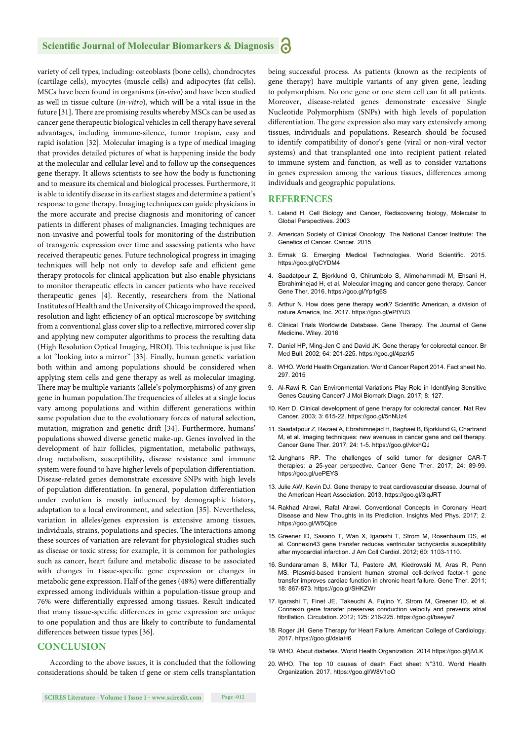variety of cell types, including: osteoblasts (bone cells), chondrocytes (cartilage cells), myocytes (muscle cells) and adipocytes (fat cells). MSCs have been found in organisms (*in-vivo*) and have been studied as well in tissue culture (*in-vitro*), which will be a vital issue in the future [31]. There are promising results whereby MSCs can be used as cancer gene therapeutic biological vehicles in cell therapy have several advantages, including immune-silence, tumor tropism, easy and rapid isolation [32]. Molecular imaging is a type of medical imaging that provides detailed pictures of what is happening inside the body at the molecular and cellular level and to follow up the consequences gene therapy. It allows scientists to see how the body is functioning and to measure its chemical and biological processes. Furthermore, it is able to identify disease in its earliest stages and determine a patient's response to gene therapy. Imaging techniques can guide physicians in the more accurate and precise diagnosis and monitoring of cancer patients in different phases of malignancies. Imaging techniques are non-invasive and powerful tools for monitoring of the distribution of transgenic expression over time and assessing patients who have received therapeutic genes. Future technological progress in imaging techniques will help not only to develop safe and efficient gene therapy protocols for clinical application but also enable physicians to monitor therapeutic effects in cancer patients who have received therapeutic genes [4]. Recently, researchers from the National Institutes of Health and the University of Chicago improved the speed, resolution and light efficiency of an optical microscope by switching from a conventional glass cover slip to a reflective, mirrored cover slip and applying new computer algorithms to process the resulting data (High Resolution Optical Imaging, HROI). This technique is just like a lot "looking into a mirror" [33]. Finally, human genetic variation both within and among populations should be considered when applying stem cells and gene therapy as well as molecular imaging. There may be multiple variants (allele's polymorphisms) of any given gene in human population.The frequencies of alleles at a single locus vary among populations and within different generations within same population due to the evolutionary forces of natural selection, mutation, migration and genetic drift [34]. Furthermore, humans' populations showed diverse genetic make-up. Genes involved in the development of hair follicles, pigmentation, metabolic pathways, drug metabolism, susceptibility, disease resistance and immune system were found to have higher levels of population differentiation. Disease-related genes demonstrate excessive SNPs with high levels of population differentiation. In general, population differentiation under evolution is mostly influenced by demographic history, adaptation to a local environment, and selection [35]. Nevertheless, variation in alleles/genes expression is extensive among tissues, individuals, strains, populations and species. The interactions among these sources of variation are relevant for physiological studies such as disease or toxic stress; for example, it is common for pathologies such as cancer, heart failure and metabolic disease to be associated with changes in tissue-specific gene expression or changes in metabolic gene expression. Half of the genes (48%) were differentially expressed among individuals within a population-tissue group and 76% were differentially expressed among tissues. Result indicated that many tissue-specific differences in gene expression are unique to one population and thus are likely to contribute to fundamental differences between tissue types [36].

## CONCLUSION

According to the above issues, it is concluded that the following considerations should be taken if gene or stem cells transplantation being successful process. As patients (known as the recipients of gene therapy) have multiple variants of any given gene, leading to polymorphism. No one gene or one stem cell can fit all patients. Moreover, disease-related genes demonstrate excessive Single Nucleotide Polymorphism (SNPs) with high levels of population differentiation. The gene expression also may vary extensively among tissues, individuals and populations. Research should be focused to identify compatibility of donor's gene (viral or non-viral vector systems) and that transplanted one into recipient patient related to immune system and function, as well as to consider variations in genes expression among the various tissues, differences among individuals and geographic populations.

## REFERENCES

1. Leland H. Cell Biology and Cancer, Rediscovering biology, Molecular to Global Perspectives. 2003
2. American Society of Clinical Oncology. The National Cancer Institute: The Genetics of Cancer. Cancer. 2015
3. Ermak G. Emerging Medical Technologies. World Scientific. 2015. https://goo.gl/qCYDM4
4. Saadatpour Z, Bjorklund G, Chirumbolo S, Alimohammadi M, Ehsani H, Ebrahiminejad H, et al. Molecular imaging and cancer gene therapy. Cancer Gene Ther. 2016. https://goo.gl/Yp1g6S
5. Arthur N. How does gene therapy work? Scientific American, a division of nature America, Inc. 2017. https://goo.gl/ePtYU3
6. Clinical Trials Worldwide Database. Gene Therapy. The Journal of Gene Medicine. Wiley. 2016
7. Daniel HP, Ming-Jen C and David JK. Gene therapy for colorectal cancer. Br Med Bull. 2002; 64: 201-225. https://goo.gl/4pzrk5
8. WHO. World Health Organization. World Cancer Report 2014. Fact sheet No. 297. 2015
9. Al-Rawi R. Can Environmental Variations Play Role in Identifying Sensitive Genes Causing Cancer? J Mol Biomark Diagn. 2017; 8: 127.
10. Kerr D. Clinical development of gene therapy for colorectal cancer. Nat Rev Cancer. 2003; 3: 615-22. https://goo.gl/5nNUz4
11. Saadatpour Z, Rezaei A, Ebrahimnejad H, Baghaei B, Bjorklund G, Chartrand M, et al. Imaging techniques: new avenues in cancer gene and cell therapy. Cancer Gene Ther. 2017; 24: 1-5. https://goo.gl/vkxhQJ
12. Junghans RP. The challenges of solid tumor for designer CAR-T therapies: a 25-year perspective. Cancer Gene Ther. 2017; 24: 89-99. https://goo.gl/uePEYS
13. Julie AW, Kevin DJ. Gene therapy to treat cardiovascular disease. Journal of the American Heart Association. 2013. https://goo.gl/3iqJRT
14. Rakhad Alrawi, Rafal Alrawi. Conventional Concepts in Coronary Heart Disease and New Thoughts in its Prediction. Insights Med Phys. 2017; 2. https://goo.gl/W5Qjce
15. Greener ID, Sasano T, Wan X, Igarashi T, Strom M, Rosenbaum DS, et al. Connexin43 gene transfer reduces ventricular tachycardia susceptibility after myocardial infarction. J Am Coll Cardiol. 2012; 60: 1103-1110.
16. Sundararaman S, Miller TJ, Pastore JM, Kiedrowski M, Aras R, Penn MS. Plasmid-based transient human stromal cell-derived factor-1 gene transfer improves cardiac function in chronic heart failure. Gene Ther. 2011; 18: 867-873. https://goo.gl/SHKZWr
17. Igarashi T, Finet JE, Takeuchi A, Fujino Y, Strom M, Greener ID, et al. Connexin gene transfer preserves conduction velocity and prevents atrial fibrillation. Circulation. 2012; 125: 216-225. https://goo.gl/bseyw7
18. Roger JH. Gene Therapy for Heart Failure. American College of Cardiology. 2017. https://goo.gl/dsiaH6
19. WHO. About diabetes. World Health Organization. 2014 https://goo.gl/jlVLK
20. WHO. The top 10 causes of death Fact sheet N°310. World Health Organization. 2017. https://goo.gl/W8V1oO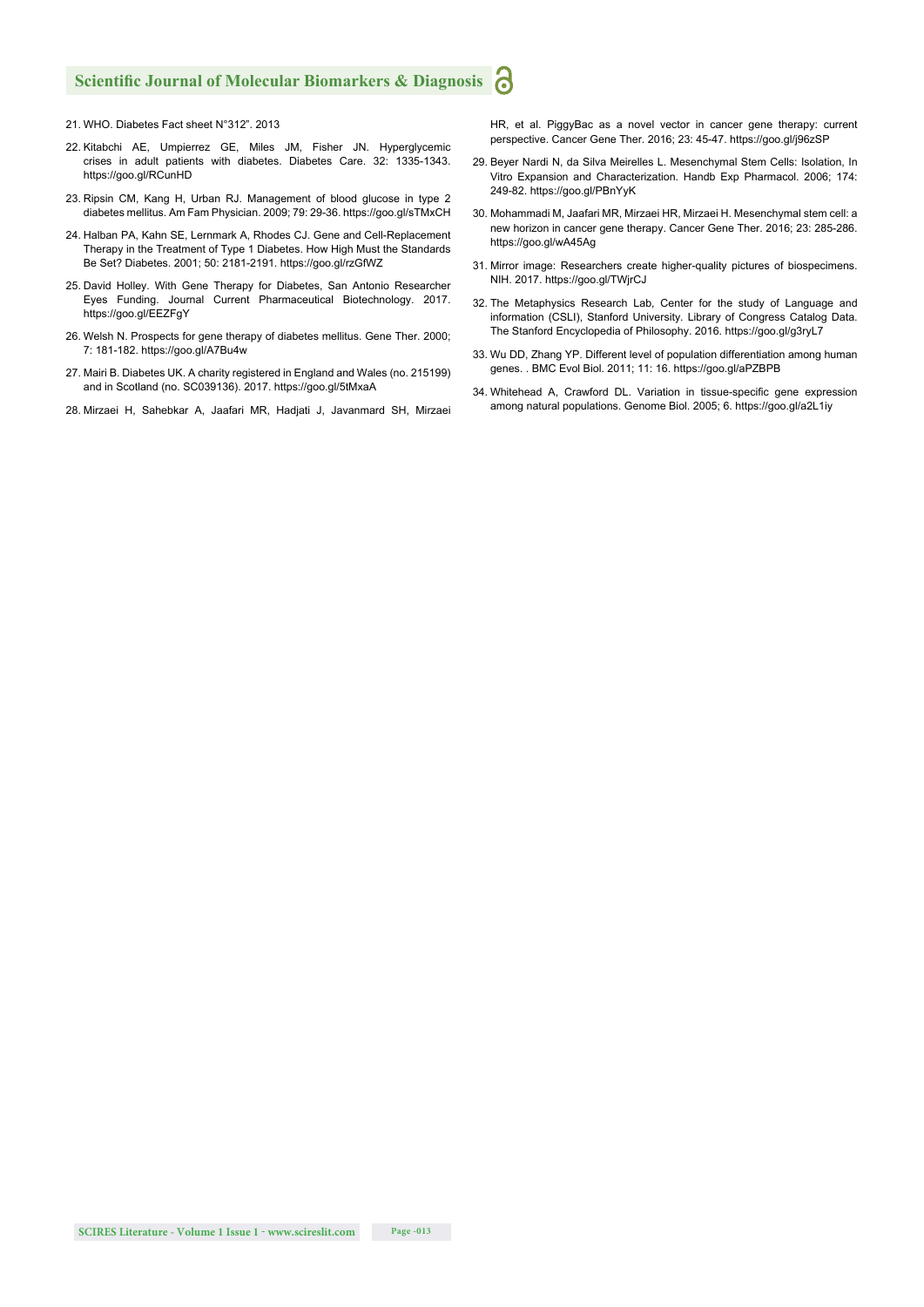21. WHO. Diabetes Fact sheet N°312". 2013

22. Kitabchi AE, Umpierrez GE, Miles JM, Fisher JN. Hyperglycemic crises in adult patients with diabetes. Diabetes Care. 32: 1335-1343. https://goo.gl/RCunHD

23. Ripsin CM, Kang H, Urban RJ. Management of blood glucose in type 2 diabetes mellitus. Am Fam Physician. 2009; 79: 29-36. https://goo.gl/sTMxCH

24. Halban PA, Kahn SE, Lernmark A, Rhodes CJ. Gene and Cell-Replacement Therapy in the Treatment of Type 1 Diabetes. How High Must the Standards Be Set? Diabetes. 2001; 50: 2181-2191. https://goo.gl/rzGfWZ

25. David Holley. With Gene Therapy for Diabetes, San Antonio Researcher Eyes Funding. Journal Current Pharmaceutical Biotechnology. 2017. https://goo.gl/EEZFgY

26. Welsh N. Prospects for gene therapy of diabetes mellitus. Gene Ther. 2000; 7: 181-182. https://goo.gl/A7Bu4w

27. Mairi B. Diabetes UK. A charity registered in England and Wales (no. 215199) and in Scotland (no. SC039136). 2017. https://goo.gl/5tMxaA

28. Mirzaei H, Sahebkar A, Jaafari MR, Hadjati J, Javanmard SH, Mirzaei HR, et al. PiggyBac as a novel vector in cancer gene therapy: current perspective. Cancer Gene Ther. 2016; 23: 45-47. https://goo.gl/j96zSP

29. Beyer Nardi N, da Silva Meirelles L. Mesenchymal Stem Cells: Isolation, In Vitro Expansion and Characterization. Handb Exp Pharmacol. 2006; 174: 249-82. https://goo.gl/PBnYyK

30. Mohammadi M, Jaafari MR, Mirzaei HR, Mirzaei H. Mesenchymal stem cell: a new horizon in cancer gene therapy. Cancer Gene Ther. 2016; 23: 285-286. https://goo.gl/wA45Ag

31. Mirror image: Researchers create higher-quality pictures of biospecimens. NIH. 2017. https://goo.gl/TWjrCJ

32. The Metaphysics Research Lab, Center for the study of Language and information (CSLI), Stanford University. Library of Congress Catalog Data. The Stanford Encyclopedia of Philosophy. 2016. https://goo.gl/g3ryL7

33. Wu DD, Zhang YP. Different level of population differentiation among human genes. . BMC Evol Biol. 2011; 11: 16. https://goo.gl/aPZBPB

34. Whitehead A, Crawford DL. Variation in tissue-specific gene expression among natural populations. Genome Biol. 2005; 6. https://goo.gl/a2L1iy